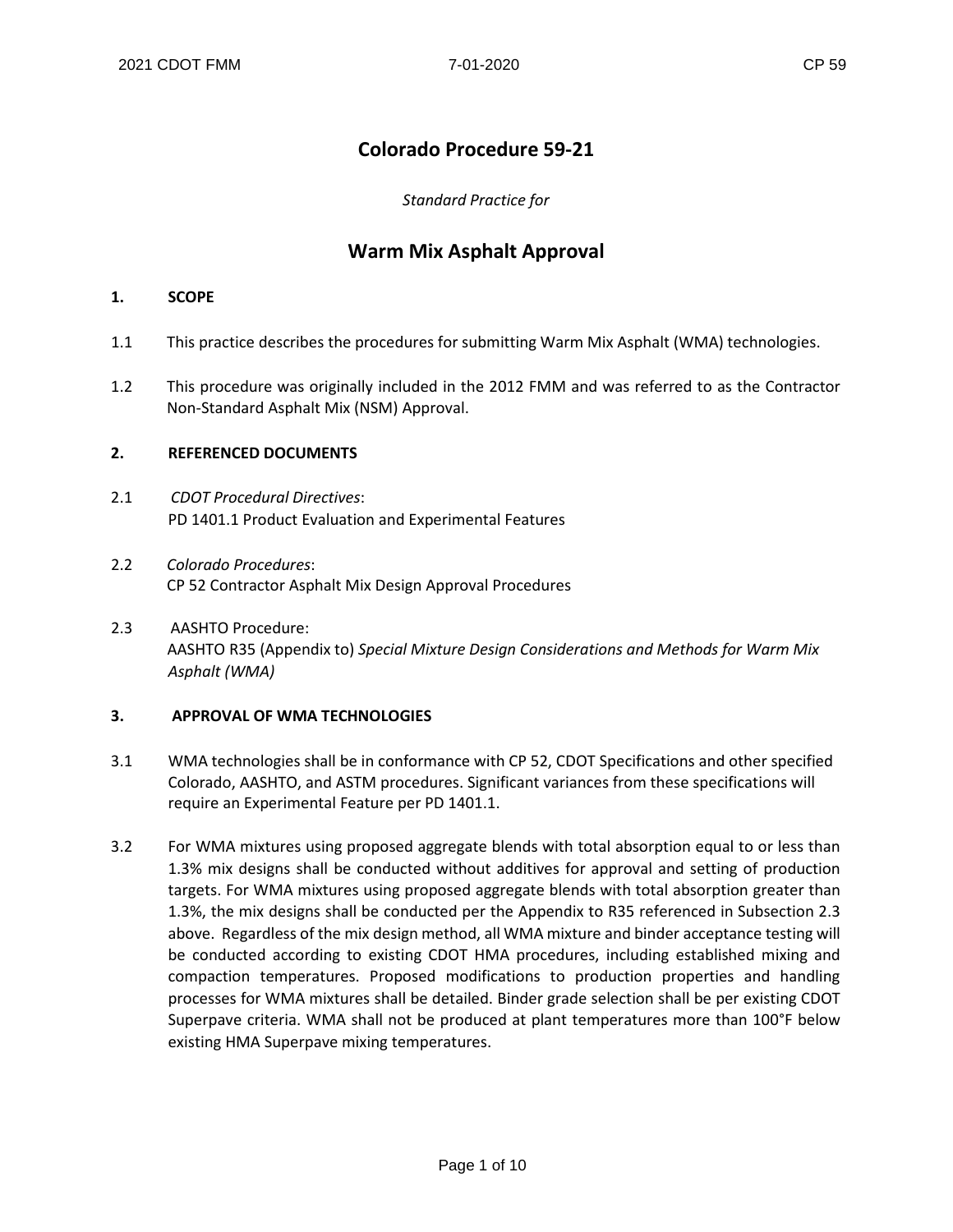# Colorado Procedure 59-21

*Standard Practice for*

# Warm Mix Asphalt Approval

## 1. SCOPE

1.1 This practice describes the procedures for submitting Warm Mix Asphalt (WMA) technologies.

1.2 This procedure was originally included in the 2012 FMM and was referred to as the Contractor Non-Standard Asphalt Mix (NSM) Approval.

## 2. REFERENCED DOCUMENTS

2.1 *CDOT Procedural Directives*:
PD 1401.1 Product Evaluation and Experimental Features

2.2 *Colorado Procedures*:
CP 52 Contractor Asphalt Mix Design Approval Procedures

2.3 AASHTO Procedure:
AASHTO R35 (Appendix to) *Special Mixture Design Considerations and Methods for Warm Mix Asphalt (WMA)*

## 3. APPROVAL OF WMA TECHNOLOGIES

3.1 WMA technologies shall be in conformance with CP 52, CDOT Specifications and other specified Colorado, AASHTO, and ASTM procedures. Significant variances from these specifications will require an Experimental Feature per PD 1401.1.

3.2 For WMA mixtures using proposed aggregate blends with total absorption equal to or less than 1.3% mix designs shall be conducted without additives for approval and setting of production targets. For WMA mixtures using proposed aggregate blends with total absorption greater than 1.3%, the mix designs shall be conducted per the Appendix to R35 referenced in Subsection 2.3 above. Regardless of the mix design method, all WMA mixture and binder acceptance testing will be conducted according to existing CDOT HMA procedures, including established mixing and compaction temperatures. Proposed modifications to production properties and handling processes for WMA mixtures shall be detailed. Binder grade selection shall be per existing CDOT Superpave criteria. WMA shall not be produced at plant temperatures more than 100°F below existing HMA Superpave mixing temperatures.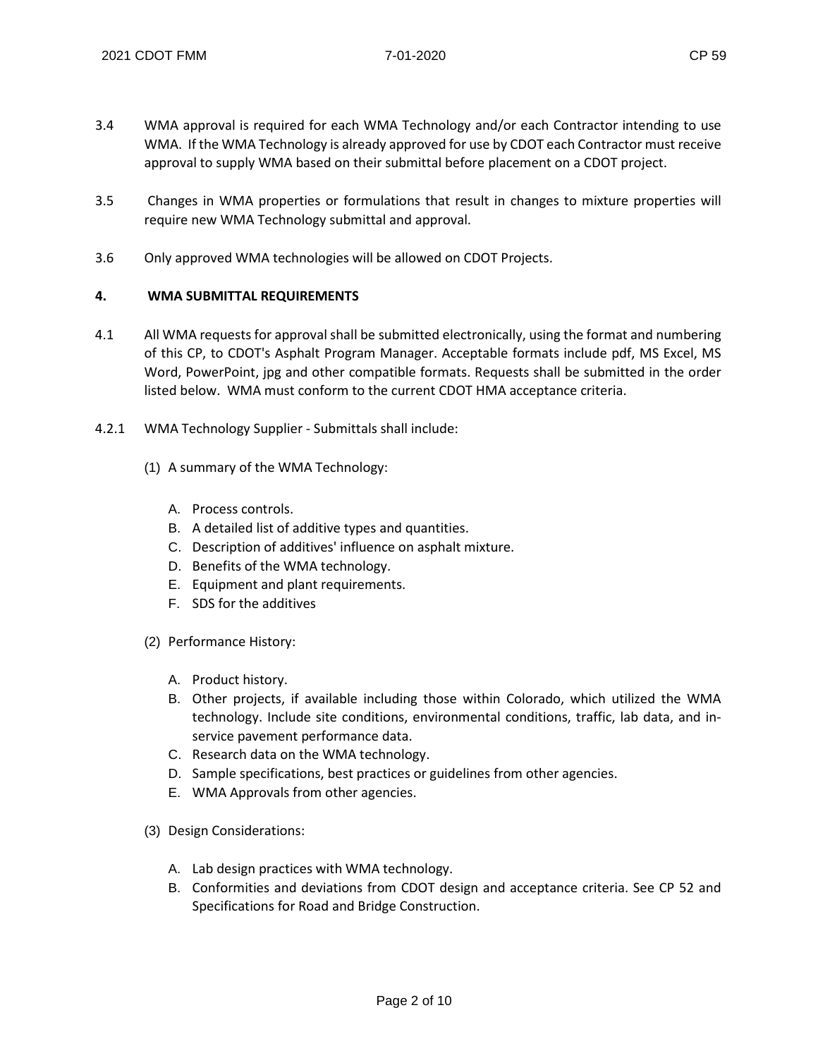3.4 WMA approval is required for each WMA Technology and/or each Contractor intending to use WMA. If the WMA Technology is already approved for use by CDOT each Contractor must receive approval to supply WMA based on their submittal before placement on a CDOT project.

3.5 Changes in WMA properties or formulations that result in changes to mixture properties will require new WMA Technology submittal and approval.

3.6 Only approved WMA technologies will be allowed on CDOT Projects.

## 4. WMA SUBMITTAL REQUIREMENTS

4.1 All WMA requests for approval shall be submitted electronically, using the format and numbering of this CP, to CDOT's Asphalt Program Manager. Acceptable formats include pdf, MS Excel, MS Word, PowerPoint, jpg and other compatible formats. Requests shall be submitted in the order listed below. WMA must conform to the current CDOT HMA acceptance criteria.

4.2.1 WMA Technology Supplier - Submittals shall include:

(1) A summary of the WMA Technology:

- A. Process controls.
- B. A detailed list of additive types and quantities.
- C. Description of additives' influence on asphalt mixture.
- D. Benefits of the WMA technology.
- E. Equipment and plant requirements.
- F. SDS for the additives

(2) Performance History:

- A. Product history.
- B. Other projects, if available including those within Colorado, which utilized the WMA technology. Include site conditions, environmental conditions, traffic, lab data, and in-service pavement performance data.
- C. Research data on the WMA technology.
- D. Sample specifications, best practices or guidelines from other agencies.
- E. WMA Approvals from other agencies.

(3) Design Considerations:

- A. Lab design practices with WMA technology.
- B. Conformities and deviations from CDOT design and acceptance criteria. See CP 52 and Specifications for Road and Bridge Construction.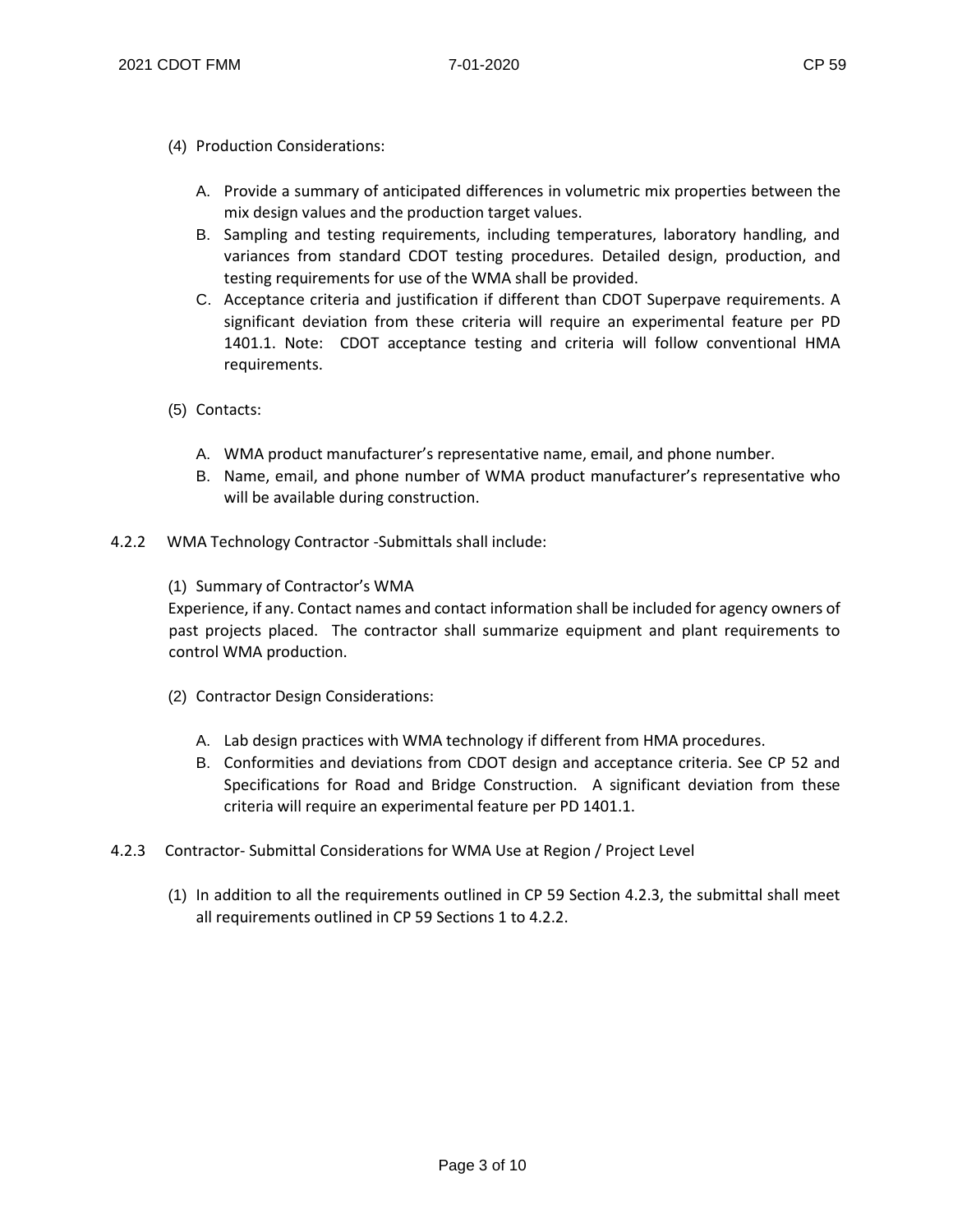(4) Production Considerations:

A. Provide a summary of anticipated differences in volumetric mix properties between the mix design values and the production target values.
B. Sampling and testing requirements, including temperatures, laboratory handling, and variances from standard CDOT testing procedures. Detailed design, production, and testing requirements for use of the WMA shall be provided.
C. Acceptance criteria and justification if different than CDOT Superpave requirements. A significant deviation from these criteria will require an experimental feature per PD 1401.1. Note: CDOT acceptance testing and criteria will follow conventional HMA requirements.

(5) Contacts:

A. WMA product manufacturer's representative name, email, and phone number.
B. Name, email, and phone number of WMA product manufacturer's representative who will be available during construction.

4.2.2 WMA Technology Contractor -Submittals shall include:

(1) Summary of Contractor's WMA

Experience, if any. Contact names and contact information shall be included for agency owners of past projects placed. The contractor shall summarize equipment and plant requirements to control WMA production.

(2) Contractor Design Considerations:

A. Lab design practices with WMA technology if different from HMA procedures.
B. Conformities and deviations from CDOT design and acceptance criteria. See CP 52 and Specifications for Road and Bridge Construction. A significant deviation from these criteria will require an experimental feature per PD 1401.1.

4.2.3 Contractor- Submittal Considerations for WMA Use at Region / Project Level

(1) In addition to all the requirements outlined in CP 59 Section 4.2.3, the submittal shall meet all requirements outlined in CP 59 Sections 1 to 4.2.2.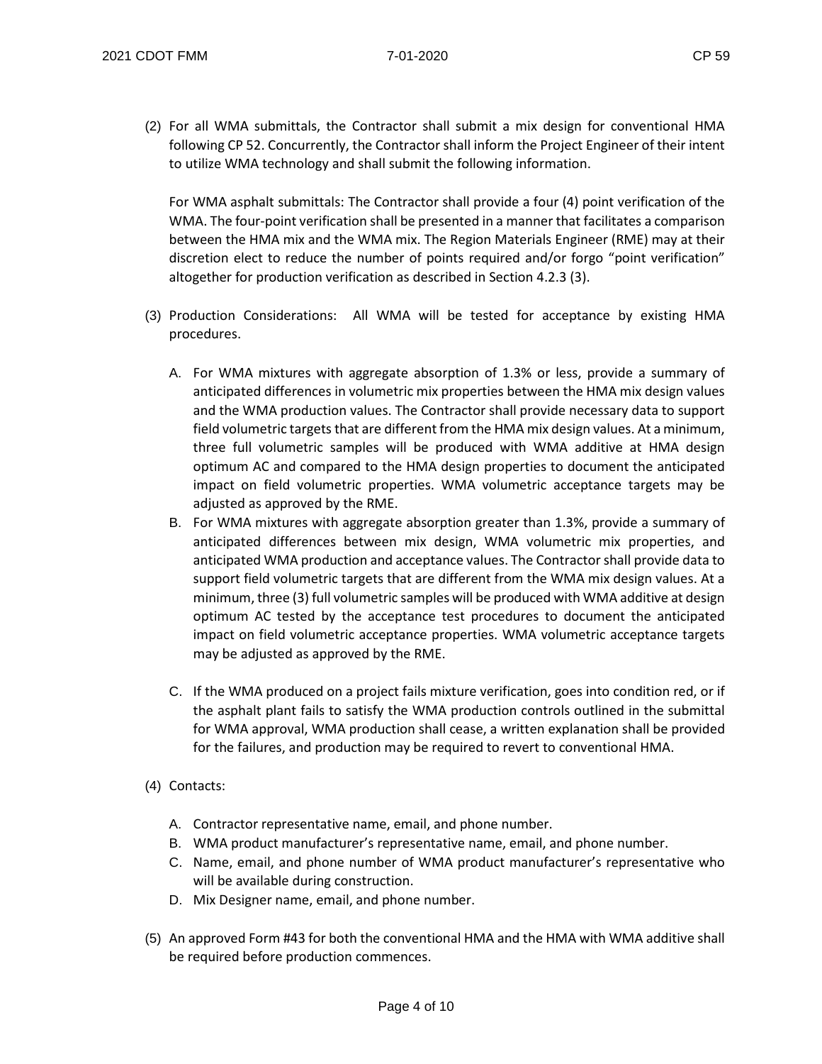(2) For all WMA submittals, the Contractor shall submit a mix design for conventional HMA following CP 52. Concurrently, the Contractor shall inform the Project Engineer of their intent to utilize WMA technology and shall submit the following information.

For WMA asphalt submittals: The Contractor shall provide a four (4) point verification of the WMA. The four-point verification shall be presented in a manner that facilitates a comparison between the HMA mix and the WMA mix. The Region Materials Engineer (RME) may at their discretion elect to reduce the number of points required and/or forgo "point verification" altogether for production verification as described in Section 4.2.3 (3).

(3) Production Considerations: All WMA will be tested for acceptance by existing HMA procedures.

   A. For WMA mixtures with aggregate absorption of 1.3% or less, provide a summary of anticipated differences in volumetric mix properties between the HMA mix design values and the WMA production values. The Contractor shall provide necessary data to support field volumetric targets that are different from the HMA mix design values. At a minimum, three full volumetric samples will be produced with WMA additive at HMA design optimum AC and compared to the HMA design properties to document the anticipated impact on field volumetric properties. WMA volumetric acceptance targets may be adjusted as approved by the RME.

   B. For WMA mixtures with aggregate absorption greater than 1.3%, provide a summary of anticipated differences between mix design, WMA volumetric mix properties, and anticipated WMA production and acceptance values. The Contractor shall provide data to support field volumetric targets that are different from the WMA mix design values. At a minimum, three (3) full volumetric samples will be produced with WMA additive at design optimum AC tested by the acceptance test procedures to document the anticipated impact on field volumetric acceptance properties. WMA volumetric acceptance targets may be adjusted as approved by the RME.

   C. If the WMA produced on a project fails mixture verification, goes into condition red, or if the asphalt plant fails to satisfy the WMA production controls outlined in the submittal for WMA approval, WMA production shall cease, a written explanation shall be provided for the failures, and production may be required to revert to conventional HMA.

(4) Contacts:

   A. Contractor representative name, email, and phone number.
   B. WMA product manufacturer's representative name, email, and phone number.
   C. Name, email, and phone number of WMA product manufacturer's representative who will be available during construction.
   D. Mix Designer name, email, and phone number.

(5) An approved Form #43 for both the conventional HMA and the HMA with WMA additive shall be required before production commences.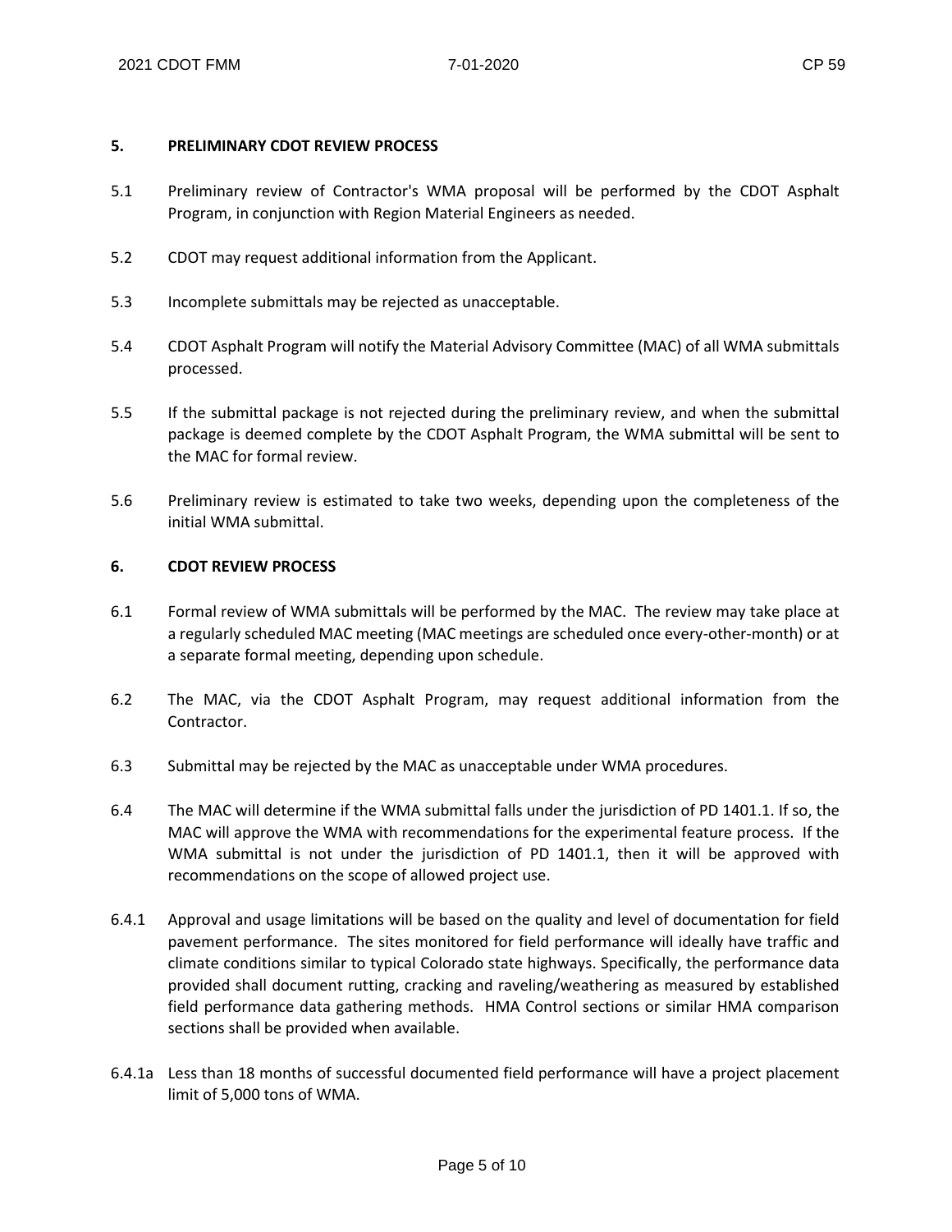## 5. PRELIMINARY CDOT REVIEW PROCESS

5.1 Preliminary review of Contractor's WMA proposal will be performed by the CDOT Asphalt Program, in conjunction with Region Material Engineers as needed.

5.2 CDOT may request additional information from the Applicant.

5.3 Incomplete submittals may be rejected as unacceptable.

5.4 CDOT Asphalt Program will notify the Material Advisory Committee (MAC) of all WMA submittals processed.

5.5 If the submittal package is not rejected during the preliminary review, and when the submittal package is deemed complete by the CDOT Asphalt Program, the WMA submittal will be sent to the MAC for formal review.

5.6 Preliminary review is estimated to take two weeks, depending upon the completeness of the initial WMA submittal.

## 6. CDOT REVIEW PROCESS

6.1 Formal review of WMA submittals will be performed by the MAC. The review may take place at a regularly scheduled MAC meeting (MAC meetings are scheduled once every-other-month) or at a separate formal meeting, depending upon schedule.

6.2 The MAC, via the CDOT Asphalt Program, may request additional information from the Contractor.

6.3 Submittal may be rejected by the MAC as unacceptable under WMA procedures.

6.4 The MAC will determine if the WMA submittal falls under the jurisdiction of PD 1401.1. If so, the MAC will approve the WMA with recommendations for the experimental feature process. If the WMA submittal is not under the jurisdiction of PD 1401.1, then it will be approved with recommendations on the scope of allowed project use.

6.4.1 Approval and usage limitations will be based on the quality and level of documentation for field pavement performance. The sites monitored for field performance will ideally have traffic and climate conditions similar to typical Colorado state highways. Specifically, the performance data provided shall document rutting, cracking and raveling/weathering as measured by established field performance data gathering methods. HMA Control sections or similar HMA comparison sections shall be provided when available.

6.4.1a Less than 18 months of successful documented field performance will have a project placement limit of 5,000 tons of WMA.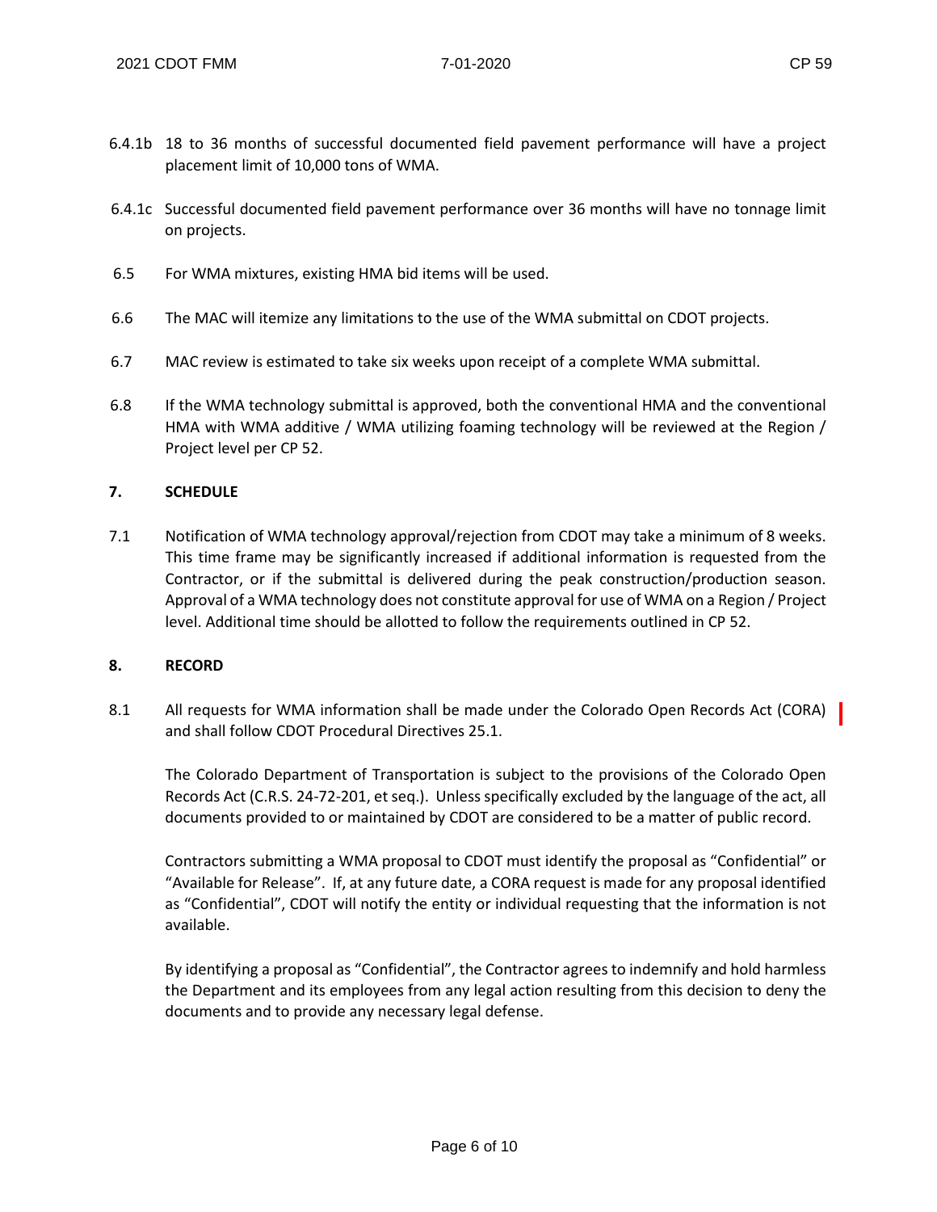6.4.1b 18 to 36 months of successful documented field pavement performance will have a project placement limit of 10,000 tons of WMA.

6.4.1c Successful documented field pavement performance over 36 months will have no tonnage limit on projects.

6.5 For WMA mixtures, existing HMA bid items will be used.

6.6 The MAC will itemize any limitations to the use of the WMA submittal on CDOT projects.

6.7 MAC review is estimated to take six weeks upon receipt of a complete WMA submittal.

6.8 If the WMA technology submittal is approved, both the conventional HMA and the conventional HMA with WMA additive / WMA utilizing foaming technology will be reviewed at the Region / Project level per CP 52.

## 7. SCHEDULE

7.1 Notification of WMA technology approval/rejection from CDOT may take a minimum of 8 weeks. This time frame may be significantly increased if additional information is requested from the Contractor, or if the submittal is delivered during the peak construction/production season. Approval of a WMA technology does not constitute approval for use of WMA on a Region / Project level. Additional time should be allotted to follow the requirements outlined in CP 52.

## 8. RECORD

8.1 All requests for WMA information shall be made under the Colorado Open Records Act (CORA) and shall follow CDOT Procedural Directives 25.1.

The Colorado Department of Transportation is subject to the provisions of the Colorado Open Records Act (C.R.S. 24-72-201, et seq.). Unless specifically excluded by the language of the act, all documents provided to or maintained by CDOT are considered to be a matter of public record.

Contractors submitting a WMA proposal to CDOT must identify the proposal as "Confidential" or "Available for Release". If, at any future date, a CORA request is made for any proposal identified as "Confidential", CDOT will notify the entity or individual requesting that the information is not available.

By identifying a proposal as "Confidential", the Contractor agrees to indemnify and hold harmless the Department and its employees from any legal action resulting from this decision to deny the documents and to provide any necessary legal defense.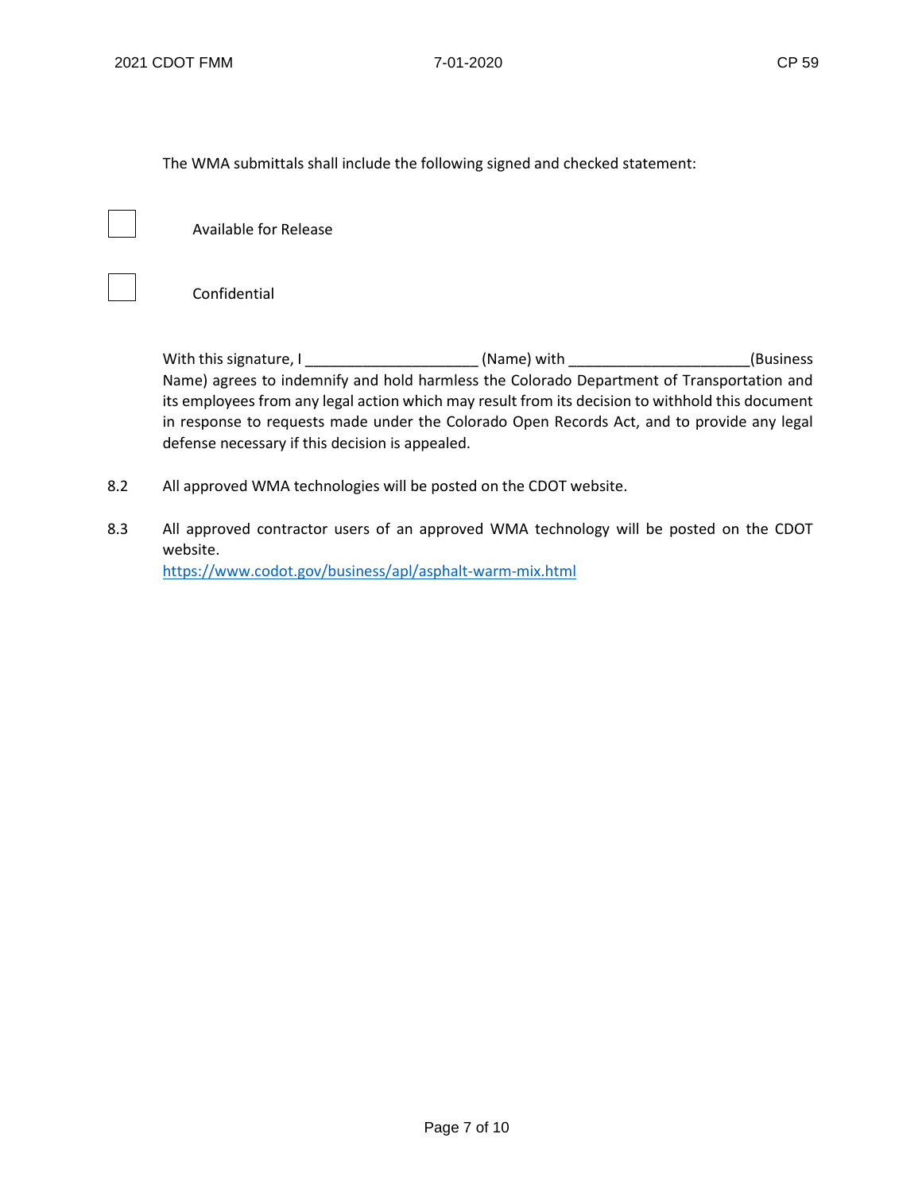The WMA submittals shall include the following signed and checked statement:

☐ Available for Release

☐ Confidential

With this signature, I _____________________ (Name) with _____________________(Business Name) agrees to indemnify and hold harmless the Colorado Department of Transportation and its employees from any legal action which may result from its decision to withhold this document in response to requests made under the Colorado Open Records Act, and to provide any legal defense necessary if this decision is appealed.

8.2 All approved WMA technologies will be posted on the CDOT website.

8.3 All approved contractor users of an approved WMA technology will be posted on the CDOT website.
https://www.codot.gov/business/apl/asphalt-warm-mix.html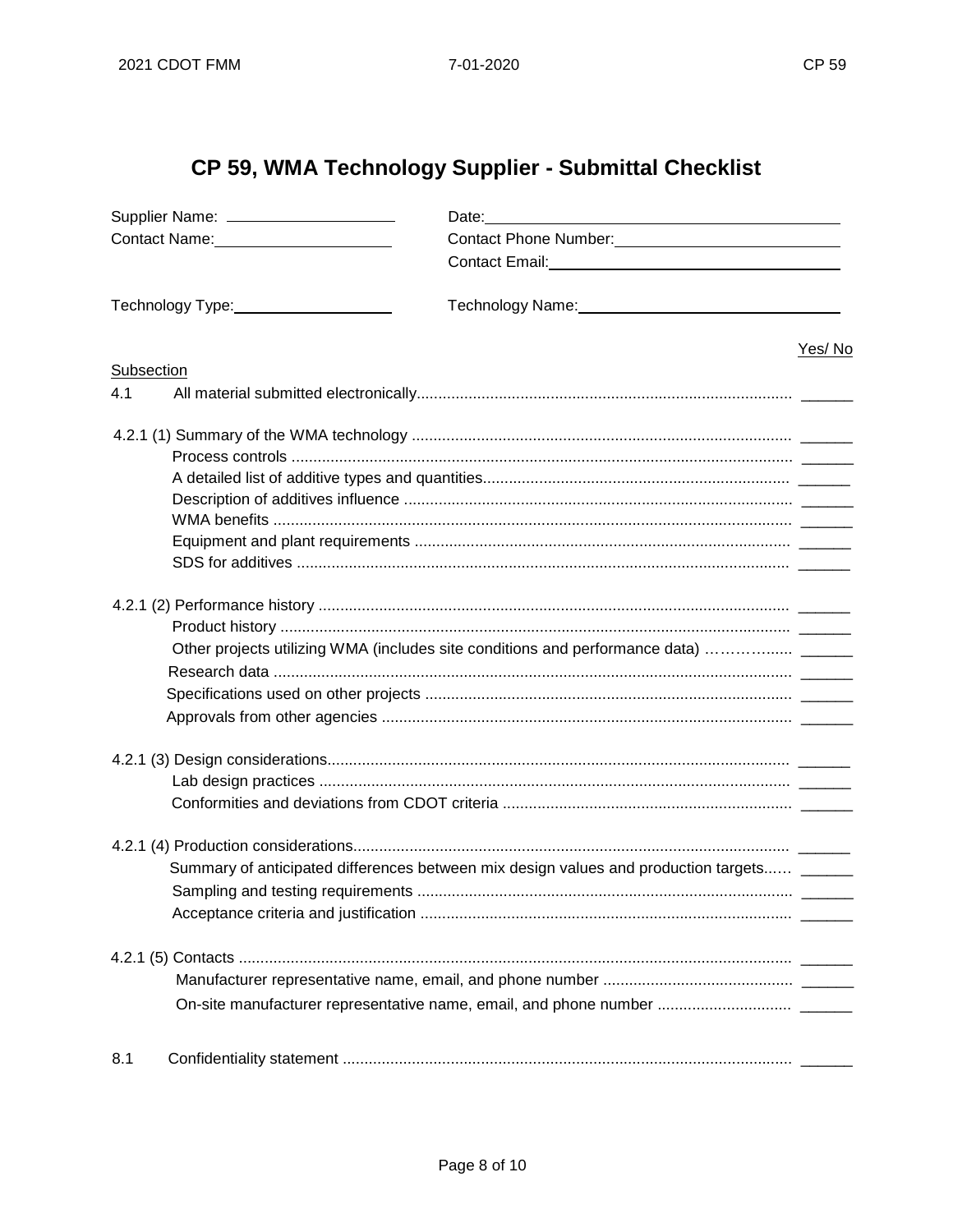# CP 59, WMA Technology Supplier - Submittal Checklist

Supplier Name: ____________________ Date: ____________________

Contact Name: ____________________ Contact Phone Number: ____________________

Contact Email: ____________________

Technology Type: ____________________ Technology Name: ____________________

| Subsection | | Yes/ No |
|---|---|---|
| 4.1 | All material submitted electronically | ______ |
| 4.2.1 (1) | Summary of the WMA technology | ______ |
| | Process controls | ______ |
| | A detailed list of additive types and quantities | ______ |
| | Description of additives influence | ______ |
| | WMA benefits | ______ |
| | Equipment and plant requirements | ______ |
| | SDS for additives | ______ |
| 4.2.1 (2) | Performance history | ______ |
| | Product history | ______ |
| | Other projects utilizing WMA (includes site conditions and performance data) | ______ |
| | Research data | ______ |
| | Specifications used on other projects | ______ |
| | Approvals from other agencies | ______ |
| 4.2.1 (3) | Design considerations | ______ |
| | Lab design practices | ______ |
| | Conformities and deviations from CDOT criteria | ______ |
| 4.2.1 (4) | Production considerations | ______ |
| | Summary of anticipated differences between mix design values and production targets | ______ |
| | Sampling and testing requirements | ______ |
| | Acceptance criteria and justification | ______ |
| 4.2.1 (5) | Contacts | ______ |
| | Manufacturer representative name, email, and phone number | ______ |
| | On-site manufacturer representative name, email, and phone number | ______ |
| 8.1 | Confidentiality statement | ______ |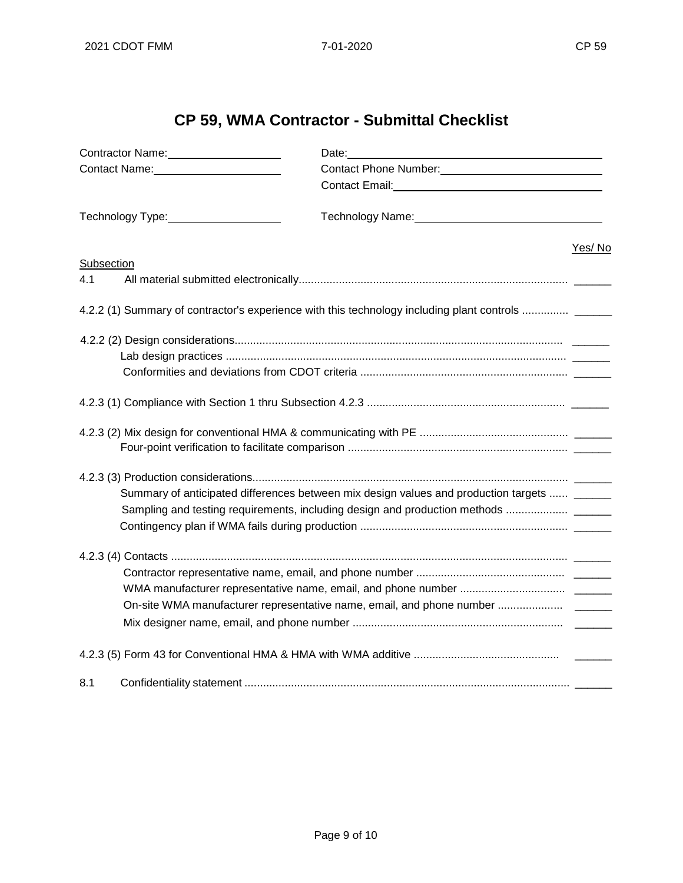# CP 59, WMA Contractor - Submittal Checklist

Contractor Name:___________________ Date:___________________________________

Contact Name:______________________ Contact Phone Number:______________________

Contact Email:______________________________

Technology Type:____________________ Technology Name:___________________________

| Subsection | | Yes/ No |
|---|---|---|
| 4.1 | All material submitted electronically | ______ |
| 4.2.2 (1) | Summary of contractor's experience with this technology including plant controls | ______ |
| 4.2.2 (2) | Design considerations | ______ |
| | Lab design practices | ______ |
| | Conformities and deviations from CDOT criteria | ______ |
| 4.2.3 (1) | Compliance with Section 1 thru Subsection 4.2.3 | ______ |
| 4.2.3 (2) | Mix design for conventional HMA & communicating with PE | ______ |
| | Four-point verification to facilitate comparison | ______ |
| 4.2.3 (3) | Production considerations | ______ |
| | Summary of anticipated differences between mix design values and production targets | ______ |
| | Sampling and testing requirements, including design and production methods | ______ |
| | Contingency plan if WMA fails during production | ______ |
| 4.2.3 (4) | Contacts | ______ |
| | Contractor representative name, email, and phone number | ______ |
| | WMA manufacturer representative name, email, and phone number | ______ |
| | On-site WMA manufacturer representative name, email, and phone number | ______ |
| | Mix designer name, email, and phone number | ______ |
| 4.2.3 (5) | Form 43 for Conventional HMA & HMA with WMA additive | ______ |
| 8.1 | Confidentiality statement | ______ |